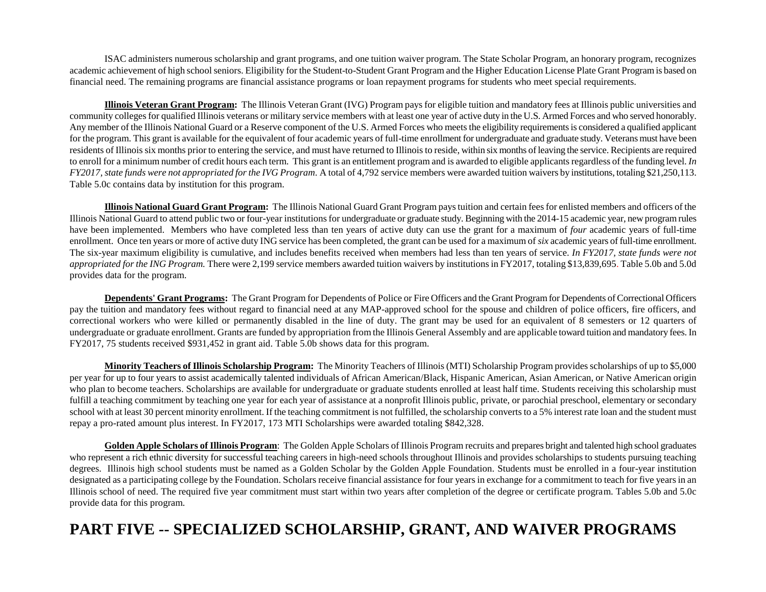ISAC administers numerous scholarship and grant programs, and one tuition waiver program. The State Scholar Program, an honorary program, recognizes academic achievement of high school seniors. Eligibility for the Student-to-Student Grant Program and the Higher Education License Plate Grant Program is based on financial need. The remaining programs are financial assistance programs or loan repayment programs for students who meet special requirements.

**Illinois Veteran Grant Program:** The Illinois Veteran Grant (IVG) Program pays for eligible tuition and mandatory fees at Illinois public universities and community colleges for qualified Illinois veterans or military service members with at least one year of active duty in the U.S. Armed Forces and who served honorably. Any member of the Illinois National Guard or a Reserve component of the U.S. Armed Forces who meets the eligibility requirements is considered a qualified applicant for the program. This grant is available for the equivalent of four academic years of full-time enrollment for undergraduate and graduate study. Veterans must have been residents of Illinois six months prior to entering the service, and must have returned to Illinois to reside, within six months of leaving the service. Recipients are required to enroll for a minimum number of credit hours each term. This grant is an entitlement program and is awarded to eligible applicants regardless of the funding level. *In FY2017, state funds were not appropriated for the IVG Program.* A total of 4,792 service members were awarded tuition waivers by institutions, totaling $21,250,113. Table 5.0c contains data by institution for this program.

**Illinois National Guard Grant Program:** The Illinois National Guard Grant Program pays tuition and certain fees for enlisted members and officers of the Illinois National Guard to attend public two or four-year institutions for undergraduate or graduate study. Beginning with the 2014-15 academic year, new program rules have been implemented. Members who have completed less than ten years of active duty can use the grant for a maximum of *four* academic years of full-time enrollment. Once ten years or more of active duty ING service has been completed, the grant can be used for a maximum of *six* academic years of full-time enrollment. The six-year maximum eligibility is cumulative, and includes benefits received when members had less than ten years of service. *In FY2017, state funds were not appropriated for the ING Program.* There were 2,199 service members awarded tuition waivers by institutions in FY2017, totaling $13,839,695. Table 5.0b and 5.0d provides data for the program.

**Dependents' Grant Programs:** The Grant Program for Dependents of Police or Fire Officers and the Grant Program for Dependents of Correctional Officers pay the tuition and mandatory fees without regard to financial need at any MAP-approved school for the spouse and children of police officers, fire officers, and correctional workers who were killed or permanently disabled in the line of duty. The grant may be used for an equivalent of 8 semesters or 12 quarters of undergraduate or graduate enrollment. Grants are funded by appropriation from the Illinois General Assembly and are applicable toward tuition and mandatory fees. In FY2017, 75 students received $931,452 in grant aid. Table 5.0b shows data for this program.

**Minority Teachers of Illinois Scholarship Program:** The Minority Teachers of Illinois (MTI) Scholarship Program provides scholarships of up to $5,000 per year for up to four years to assist academically talented individuals of African American/Black, Hispanic American, Asian American, or Native American origin who plan to become teachers. Scholarships are available for undergraduate or graduate students enrolled at least half time. Students receiving this scholarship must fulfill a teaching commitment by teaching one year for each year of assistance at a nonprofit Illinois public, private, or parochial preschool, elementary or secondary school with at least 30 percent minority enrollment. If the teaching commitment is not fulfilled, the scholarship converts to a 5% interest rate loan and the student must repay a pro-rated amount plus interest. In FY2017, 173 MTI Scholarships were awarded totaling $842,328.

**Golden Apple Scholars of Illinois Program**: The Golden Apple Scholars of Illinois Program recruits and prepares bright and talented high school graduates who represent a rich ethnic diversity for successful teaching careers in high-need schools throughout Illinois and provides scholarships to students pursuing teaching degrees. Illinois high school students must be named as a Golden Scholar by the Golden Apple Foundation. Students must be enrolled in a four-year institution designated as a participating college by the Foundation. Scholars receive financial assistance for four years in exchange for a commitment to teach for five years in an Illinois school of need. The required five year commitment must start within two years after completion of the degree or certificate program. Tables 5.0b and 5.0c provide data for this program.

# PART FIVE -- SPECIALIZED SCHOLARSHIP, GRANT, AND WAIVER PROGRAMS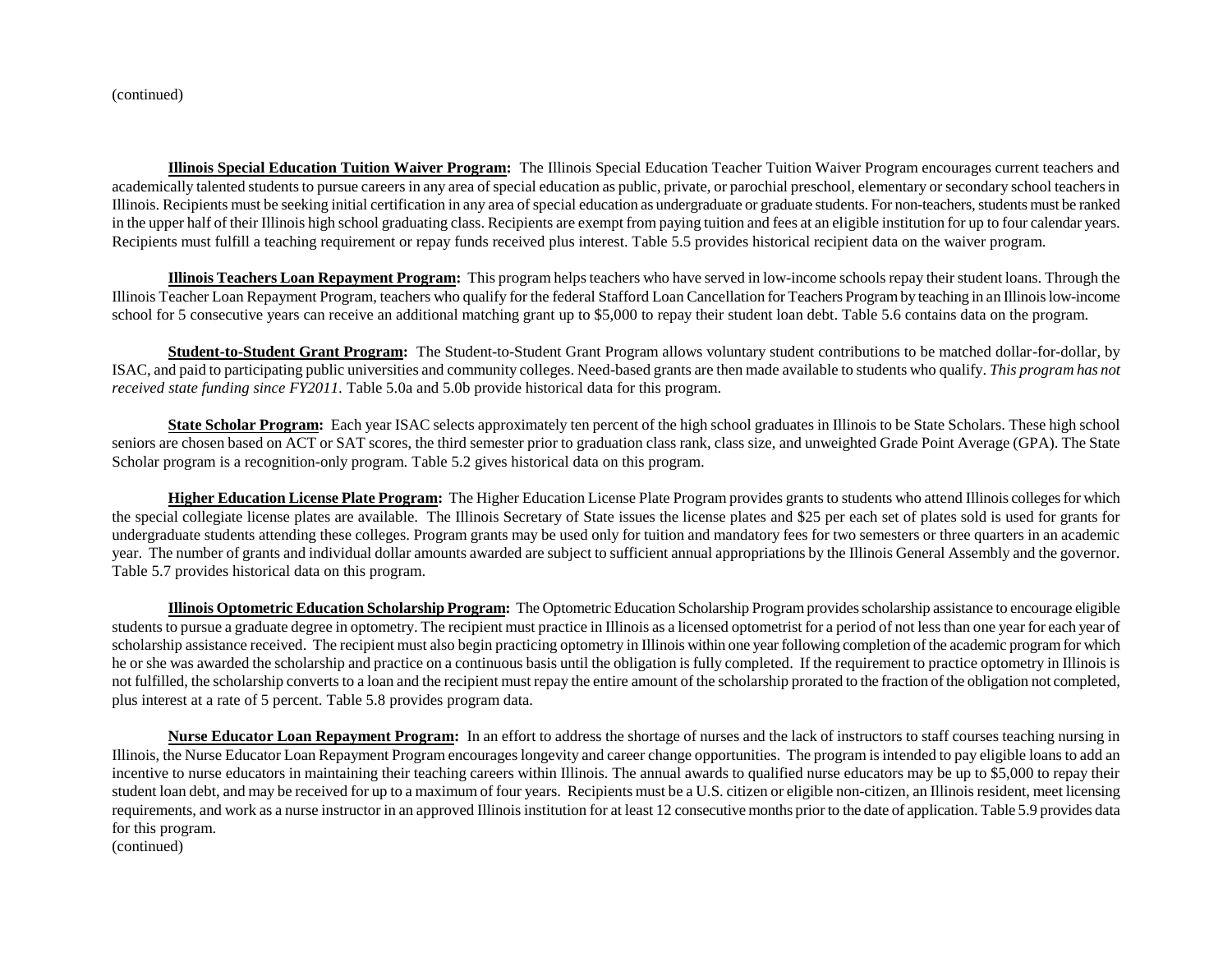(continued)

**Illinois Special Education Tuition Waiver Program:** The Illinois Special Education Teacher Tuition Waiver Program encourages current teachers and academically talented students to pursue careers in any area of special education as public, private, or parochial preschool, elementary or secondary school teachers in Illinois. Recipients must be seeking initial certification in any area of special education as undergraduate or graduate students. For non-teachers, students must be ranked in the upper half of their Illinois high school graduating class. Recipients are exempt from paying tuition and fees at an eligible institution for up to four calendar years. Recipients must fulfill a teaching requirement or repay funds received plus interest. Table 5.5 provides historical recipient data on the waiver program.

**Illinois Teachers Loan Repayment Program:** This program helps teachers who have served in low-income schools repay their student loans. Through the Illinois Teacher Loan Repayment Program, teachers who qualify for the federal Stafford Loan Cancellation for Teachers Program by teaching in an Illinois low-income school for 5 consecutive years can receive an additional matching grant up to $5,000 to repay their student loan debt. Table 5.6 contains data on the program.

**Student-to-Student Grant Program:** The Student-to-Student Grant Program allows voluntary student contributions to be matched dollar-for-dollar, by ISAC, and paid to participating public universities and community colleges. Need-based grants are then made available to students who qualify. *This program has not received state funding since FY2011.* Table 5.0a and 5.0b provide historical data for this program.

**State Scholar Program:** Each year ISAC selects approximately ten percent of the high school graduates in Illinois to be State Scholars. These high school seniors are chosen based on ACT or SAT scores, the third semester prior to graduation class rank, class size, and unweighted Grade Point Average (GPA). The State Scholar program is a recognition-only program. Table 5.2 gives historical data on this program.

**Higher Education License Plate Program:** The Higher Education License Plate Program provides grants to students who attend Illinois colleges for which the special collegiate license plates are available. The Illinois Secretary of State issues the license plates and $25 per each set of plates sold is used for grants for undergraduate students attending these colleges. Program grants may be used only for tuition and mandatory fees for two semesters or three quarters in an academic year. The number of grants and individual dollar amounts awarded are subject to sufficient annual appropriations by the Illinois General Assembly and the governor. Table 5.7 provides historical data on this program.

**Illinois Optometric Education Scholarship Program:** The Optometric Education Scholarship Program provides scholarship assistance to encourage eligible students to pursue a graduate degree in optometry. The recipient must practice in Illinois as a licensed optometrist for a period of not less than one year for each year of scholarship assistance received. The recipient must also begin practicing optometry in Illinois within one year following completion of the academic program for which he or she was awarded the scholarship and practice on a continuous basis until the obligation is fully completed. If the requirement to practice optometry in Illinois is not fulfilled, the scholarship converts to a loan and the recipient must repay the entire amount of the scholarship prorated to the fraction of the obligation not completed, plus interest at a rate of 5 percent. Table 5.8 provides program data.

**Nurse Educator Loan Repayment Program:** In an effort to address the shortage of nurses and the lack of instructors to staff courses teaching nursing in Illinois, the Nurse Educator Loan Repayment Program encourages longevity and career change opportunities. The program is intended to pay eligible loans to add an incentive to nurse educators in maintaining their teaching careers within Illinois. The annual awards to qualified nurse educators may be up to $5,000 to repay their student loan debt, and may be received for up to a maximum of four years. Recipients must be a U.S. citizen or eligible non-citizen, an Illinois resident, meet licensing requirements, and work as a nurse instructor in an approved Illinois institution for at least 12 consecutive months prior to the date of application. Table 5.9 provides data for this program.

(continued)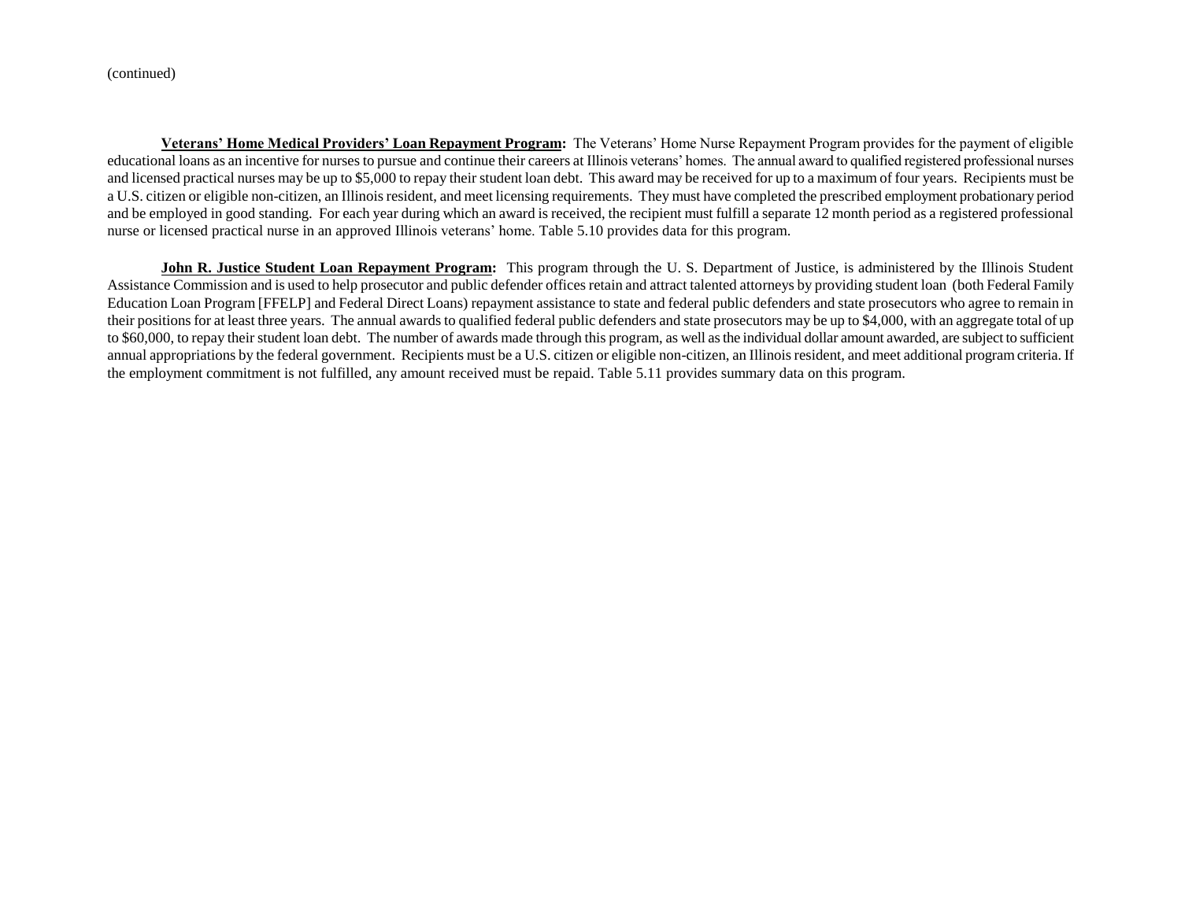(continued)

**Veterans' Home Medical Providers' Loan Repayment Program:** The Veterans' Home Nurse Repayment Program provides for the payment of eligible educational loans as an incentive for nurses to pursue and continue their careers at Illinois veterans' homes. The annual award to qualified registered professional nurses and licensed practical nurses may be up to $5,000 to repay their student loan debt. This award may be received for up to a maximum of four years. Recipients must be a U.S. citizen or eligible non-citizen, an Illinois resident, and meet licensing requirements. They must have completed the prescribed employment probationary period and be employed in good standing. For each year during which an award is received, the recipient must fulfill a separate 12 month period as a registered professional nurse or licensed practical nurse in an approved Illinois veterans' home. Table 5.10 provides data for this program.

**John R. Justice Student Loan Repayment Program:** This program through the U. S. Department of Justice, is administered by the Illinois Student Assistance Commission and is used to help prosecutor and public defender offices retain and attract talented attorneys by providing student loan (both Federal Family Education Loan Program [FFELP] and Federal Direct Loans) repayment assistance to state and federal public defenders and state prosecutors who agree to remain in their positions for at least three years. The annual awards to qualified federal public defenders and state prosecutors may be up to $4,000, with an aggregate total of up to $60,000, to repay their student loan debt. The number of awards made through this program, as well as the individual dollar amount awarded, are subject to sufficient annual appropriations by the federal government. Recipients must be a U.S. citizen or eligible non-citizen, an Illinois resident, and meet additional program criteria. If the employment commitment is not fulfilled, any amount received must be repaid. Table 5.11 provides summary data on this program.